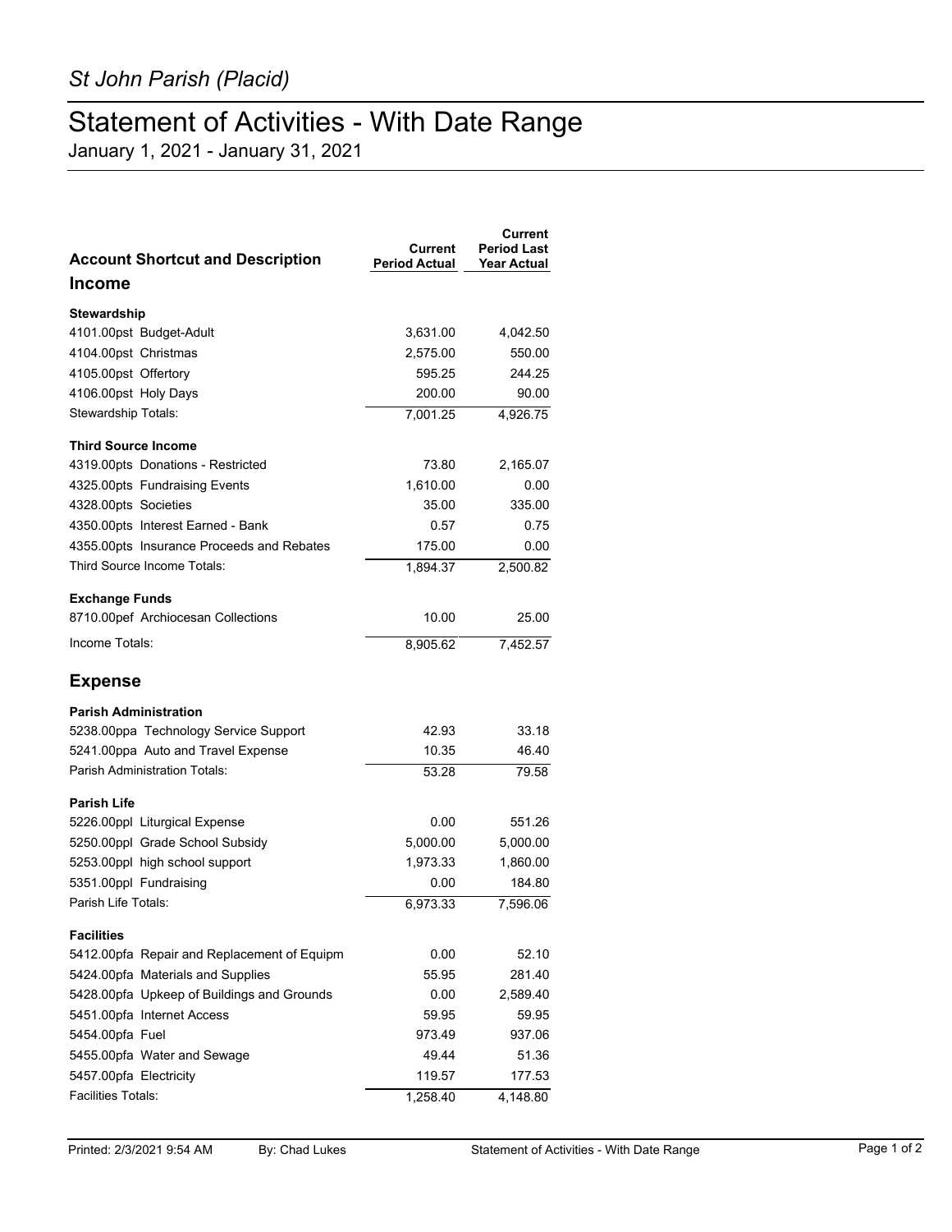*St John Parish (Placid)*

# Statement of Activities - With Date Range

January 1, 2021 - January 31, 2021

| Account Shortcut and Description | Current Period Actual | Current Period Last Year Actual |
|---|---|---|
| **Income** | | |
| **Stewardship** | | |
| 4101.00pst Budget-Adult | 3,631.00 | 4,042.50 |
| 4104.00pst Christmas | 2,575.00 | 550.00 |
| 4105.00pst Offertory | 595.25 | 244.25 |
| 4106.00pst Holy Days | 200.00 | 90.00 |
| Stewardship Totals: | 7,001.25 | 4,926.75 |
| **Third Source Income** | | |
| 4319.00pts Donations - Restricted | 73.80 | 2,165.07 |
| 4325.00pts Fundraising Events | 1,610.00 | 0.00 |
| 4328.00pts Societies | 35.00 | 335.00 |
| 4350.00pts Interest Earned - Bank | 0.57 | 0.75 |
| 4355.00pts Insurance Proceeds and Rebates | 175.00 | 0.00 |
| Third Source Income Totals: | 1,894.37 | 2,500.82 |
| **Exchange Funds** | | |
| 8710.00pef Archiocesan Collections | 10.00 | 25.00 |
| Income Totals: | 8,905.62 | 7,452.57 |
| **Expense** | | |
| **Parish Administration** | | |
| 5238.00ppa Technology Service Support | 42.93 | 33.18 |
| 5241.00ppa Auto and Travel Expense | 10.35 | 46.40 |
| Parish Administration Totals: | 53.28 | 79.58 |
| **Parish Life** | | |
| 5226.00ppl Liturgical Expense | 0.00 | 551.26 |
| 5250.00ppl Grade School Subsidy | 5,000.00 | 5,000.00 |
| 5253.00ppl high school support | 1,973.33 | 1,860.00 |
| 5351.00ppl Fundraising | 0.00 | 184.80 |
| Parish Life Totals: | 6,973.33 | 7,596.06 |
| **Facilities** | | |
| 5412.00pfa Repair and Replacement of Equipm | 0.00 | 52.10 |
| 5424.00pfa Materials and Supplies | 55.95 | 281.40 |
| 5428.00pfa Upkeep of Buildings and Grounds | 0.00 | 2,589.40 |
| 5451.00pfa Internet Access | 59.95 | 59.95 |
| 5454.00pfa Fuel | 973.49 | 937.06 |
| 5455.00pfa Water and Sewage | 49.44 | 51.36 |
| 5457.00pfa Electricity | 119.57 | 177.53 |
| Facilities Totals: | 1,258.40 | 4,148.80 |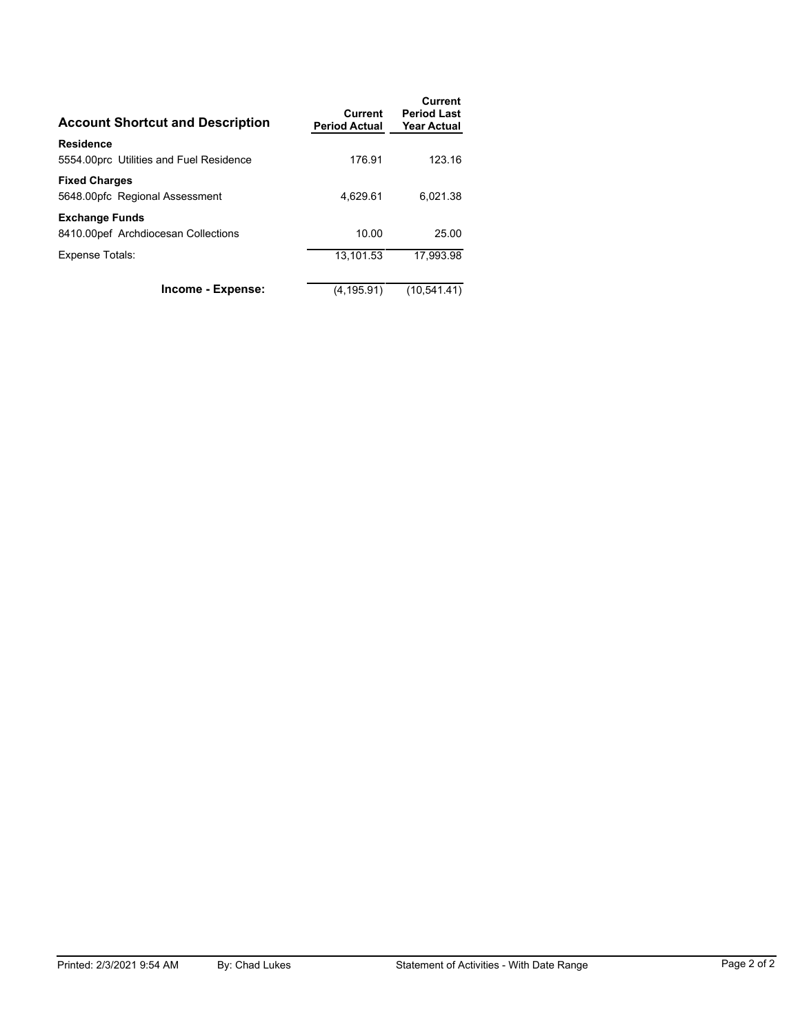| Account Shortcut and Description | Current Period Actual | Current Period Last Year Actual |
|---|---|---|
| **Residence** | | |
| 5554.00prc Utilities and Fuel Residence | 176.91 | 123.16 |
| **Fixed Charges** | | |
| 5648.00pfc Regional Assessment | 4,629.61 | 6,021.38 |
| **Exchange Funds** | | |
| 8410.00pef Archdiocesan Collections | 10.00 | 25.00 |
| Expense Totals: | 13,101.53 | 17,993.98 |
| **Income - Expense:** | (4,195.91) | (10,541.41) |

Printed: 2/3/2021 9:54 AM By: Chad Lukes Statement of Activities - With Date Range